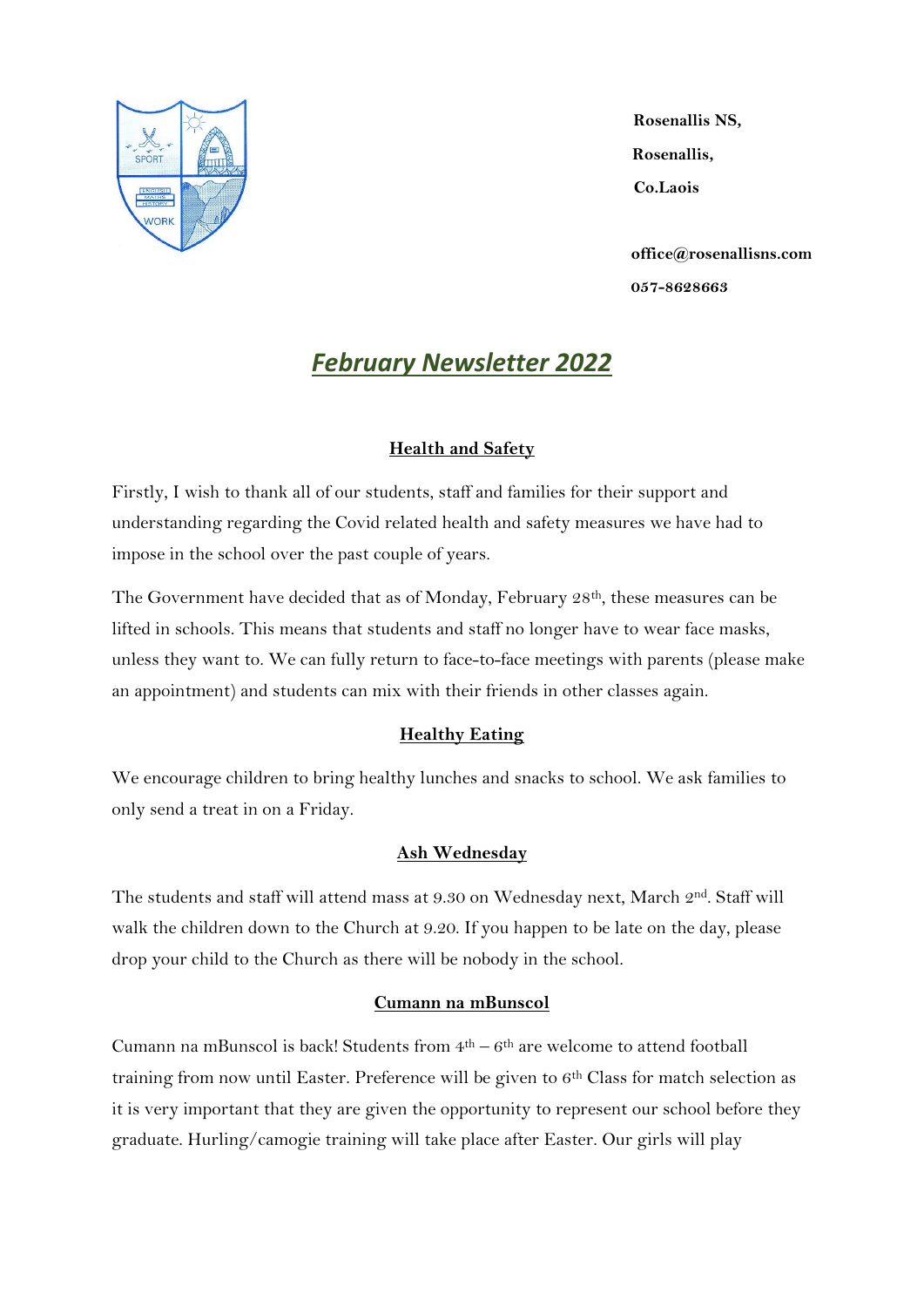Rosenallis NS,

Rosenallis,

Co.Laois

office@rosenallisns.com

057-8628663

# February Newsletter 2022

## Health and Safety

Firstly, I wish to thank all of our students, staff and families for their support and understanding regarding the Covid related health and safety measures we have had to impose in the school over the past couple of years.

The Government have decided that as of Monday, February 28th, these measures can be lifted in schools. This means that students and staff no longer have to wear face masks, unless they want to. We can fully return to face-to-face meetings with parents (please make an appointment) and students can mix with their friends in other classes again.

## Healthy Eating

We encourage children to bring healthy lunches and snacks to school. We ask families to only send a treat in on a Friday.

## Ash Wednesday

The students and staff will attend mass at 9.30 on Wednesday next, March 2nd. Staff will walk the children down to the Church at 9.20. If you happen to be late on the day, please drop your child to the Church as there will be nobody in the school.

## Cumann na mBunscol

Cumann na mBunscol is back! Students from 4th – 6th are welcome to attend football training from now until Easter. Preference will be given to 6th Class for match selection as it is very important that they are given the opportunity to represent our school before they graduate. Hurling/camogie training will take place after Easter. Our girls will play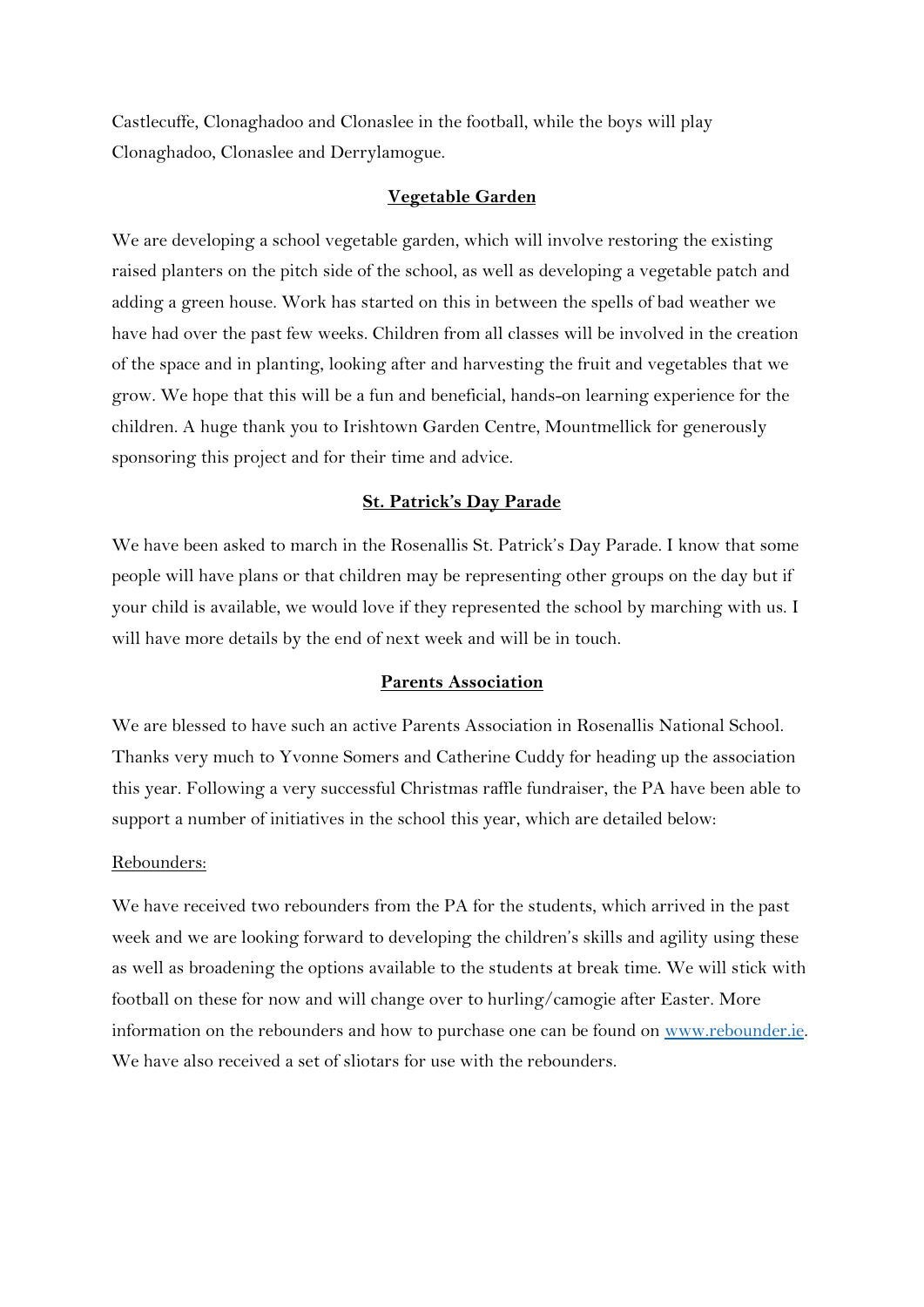Castlecuffe, Clonaghadoo and Clonaslee in the football, while the boys will play Clonaghadoo, Clonaslee and Derrylamogue.

## Vegetable Garden

We are developing a school vegetable garden, which will involve restoring the existing raised planters on the pitch side of the school, as well as developing a vegetable patch and adding a green house. Work has started on this in between the spells of bad weather we have had over the past few weeks. Children from all classes will be involved in the creation of the space and in planting, looking after and harvesting the fruit and vegetables that we grow. We hope that this will be a fun and beneficial, hands-on learning experience for the children. A huge thank you to Irishtown Garden Centre, Mountmellick for generously sponsoring this project and for their time and advice.

## St. Patrick's Day Parade

We have been asked to march in the Rosenallis St. Patrick's Day Parade. I know that some people will have plans or that children may be representing other groups on the day but if your child is available, we would love if they represented the school by marching with us. I will have more details by the end of next week and will be in touch.

## Parents Association

We are blessed to have such an active Parents Association in Rosenallis National School. Thanks very much to Yvonne Somers and Catherine Cuddy for heading up the association this year. Following a very successful Christmas raffle fundraiser, the PA have been able to support a number of initiatives in the school this year, which are detailed below:

### Rebounders:

We have received two rebounders from the PA for the students, which arrived in the past week and we are looking forward to developing the children's skills and agility using these as well as broadening the options available to the students at break time. We will stick with football on these for now and will change over to hurling/camogie after Easter. More information on the rebounders and how to purchase one can be found on [www.rebounder.ie](http://www.rebounder.ie). We have also received a set of sliotars for use with the rebounders.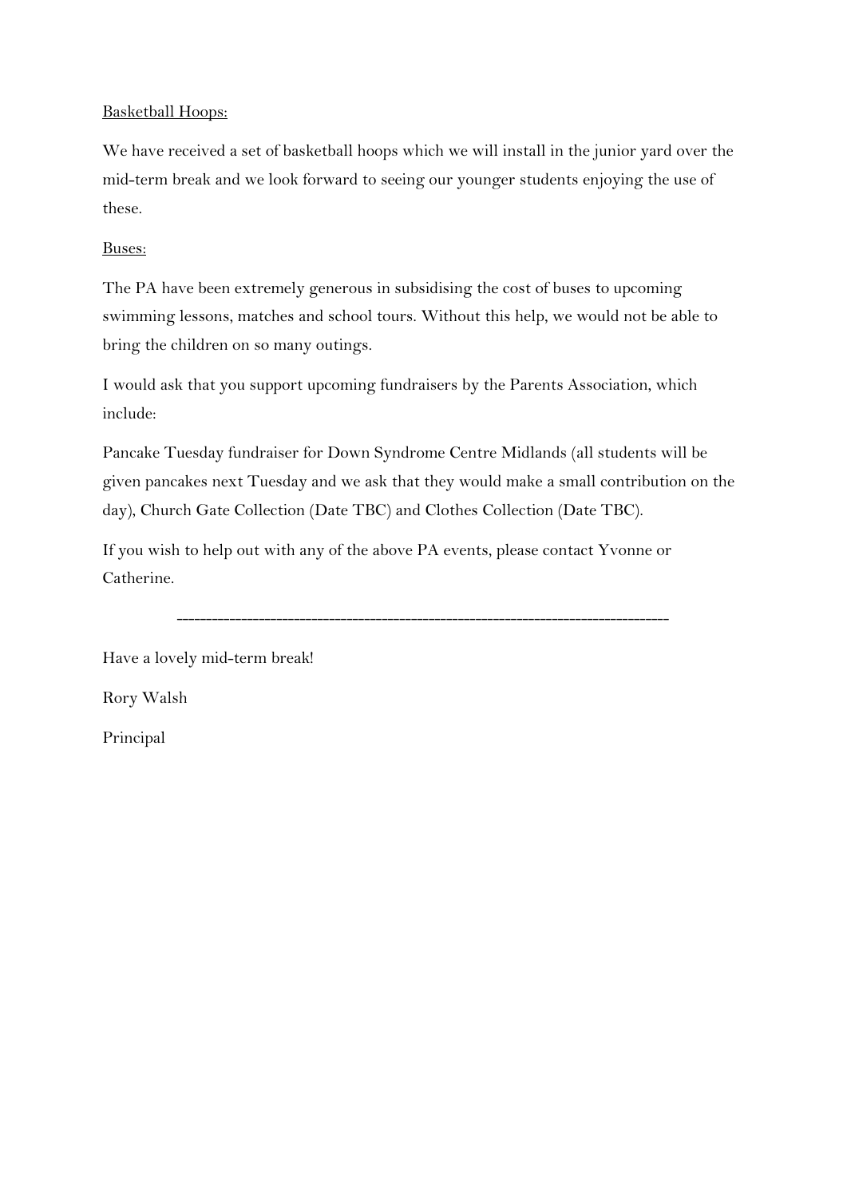Basketball Hoops:

We have received a set of basketball hoops which we will install in the junior yard over the mid-term break and we look forward to seeing our younger students enjoying the use of these.

Buses:

The PA have been extremely generous in subsidising the cost of buses to upcoming swimming lessons, matches and school tours. Without this help, we would not be able to bring the children on so many outings.

I would ask that you support upcoming fundraisers by the Parents Association, which include:

Pancake Tuesday fundraiser for Down Syndrome Centre Midlands (all students will be given pancakes next Tuesday and we ask that they would make a small contribution on the day), Church Gate Collection (Date TBC) and Clothes Collection (Date TBC).

If you wish to help out with any of the above PA events, please contact Yvonne or Catherine.

---

Have a lovely mid-term break!

Rory Walsh

Principal